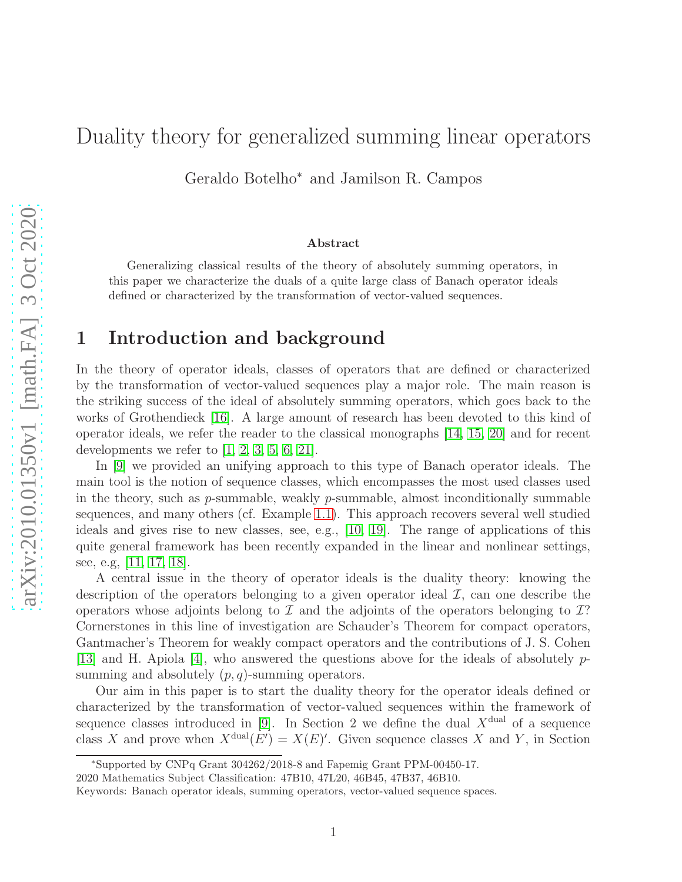# Duality theory for generalized summing linear operators

Geraldo Botelho* and Jamilson R. Campos

**Abstract**

Generalizing classical results of the theory of absolutely summing operators, in this paper we characterize the duals of a quite large class of Banach operator ideals defined or characterized by the transformation of vector-valued sequences.

## 1 Introduction and background

In the theory of operator ideals, classes of operators that are defined or characterized by the transformation of vector-valued sequences play a major role. The main reason is the striking success of the ideal of absolutely summing operators, which goes back to the works of Grothendieck [16]. A large amount of research has been devoted to this kind of operator ideals, we refer the reader to the classical monographs [14, 15, 20] and for recent developments we refer to [1, 2, 3, 5, 6, 21].

In [9] we provided an unifying approach to this type of Banach operator ideals. The main tool is the notion of sequence classes, which encompasses the most used classes used in the theory, such as $p$-summable, weakly $p$-summable, almost inconditionally summable sequences, and many others (cf. Example 1.1). This approach recovers several well studied ideals and gives rise to new classes, see, e.g., [10, 19]. The range of applications of this quite general framework has been recently expanded in the linear and nonlinear settings, see, e.g, [11, 17, 18].

A central issue in the theory of operator ideals is the duality theory: knowing the description of the operators belonging to a given operator ideal $\mathcal{I}$, can one describe the operators whose adjoints belong to $\mathcal{I}$ and the adjoints of the operators belonging to $\mathcal{I}$? Cornerstones in this line of investigation are Schauder's Theorem for compact operators, Gantmacher's Theorem for weakly compact operators and the contributions of J. S. Cohen [13] and H. Apiola [4], who answered the questions above for the ideals of absolutely $p$-summing and absolutely $(p, q)$-summing operators.

Our aim in this paper is to start the duality theory for the operator ideals defined or characterized by the transformation of vector-valued sequences within the framework of sequence classes introduced in [9]. In Section 2 we define the dual $X^{\rm dual}$ of a sequence class $X$ and prove when $X^{\rm dual}(E') = X(E)'$. Given sequence classes $X$ and $Y$, in Section

---

*Supported by CNPq Grant 304262/2018-8 and Fapemig Grant PPM-00450-17.

2020 Mathematics Subject Classification: 47B10, 47L20, 46B45, 47B37, 46B10.

Keywords: Banach operator ideals, summing operators, vector-valued sequence spaces.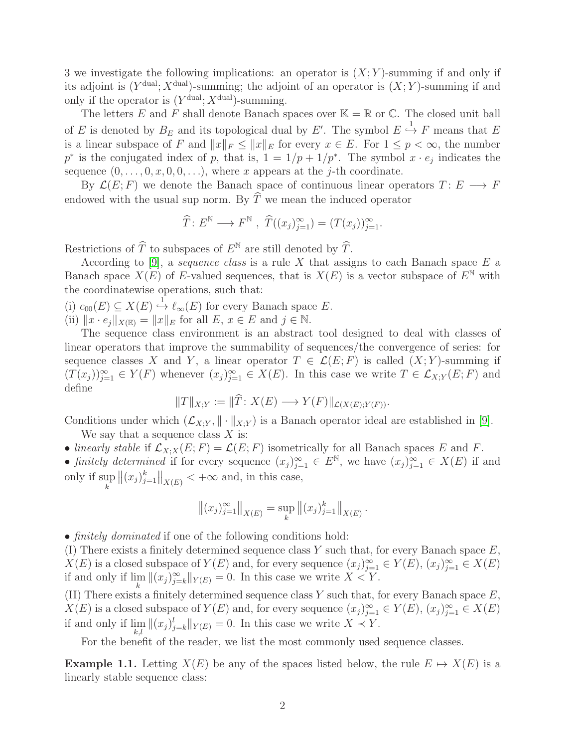3 we investigate the following implications: an operator is $(X;Y)$-summing if and only if its adjoint is $(Y^{\rm dual};X^{\rm dual})$-summing; the adjoint of an operator is $(X;Y)$-summing if and only if the operator is $(Y^{\rm dual};X^{\rm dual})$-summing.

The letters $E$ and $F$ shall denote Banach spaces over $\mathbb{K} = \mathbb{R}$ or $\mathbb{C}$. The closed unit ball of $E$ is denoted by $B_E$ and its topological dual by $E'$. The symbol $E \overset{1}{\hookrightarrow} F$ means that $E$ is a linear subspace of $F$ and $\|x\|_F \leq \|x\|_E$ for every $x \in E$. For $1 \leq p < \infty$, the number $p^*$ is the conjugated index of $p$, that is, $1 = 1/p + 1/p^*$. The symbol $x \cdot e_j$ indicates the sequence $(0, \ldots, 0, x, 0, 0, \ldots)$, where $x$ appears at the $j$-th coordinate.

By $\mathcal{L}(E;F)$ we denote the Banach space of continuous linear operators $T \colon E \longrightarrow F$ endowed with the usual sup norm. By $\widehat{T}$ we mean the induced operator

$$\widehat{T} \colon E^{\mathbb{N}} \longrightarrow F^{\mathbb{N}} \ , \ \widehat{T}((x_j)_{j=1}^{\infty}) = (T(x_j))_{j=1}^{\infty}.$$

Restrictions of $\widehat{T}$ to subspaces of $E^{\mathbb{N}}$ are still denoted by $\widehat{T}$.

According to [9], a *sequence class* is a rule $X$ that assigns to each Banach space $E$ a Banach space $X(E)$ of $E$-valued sequences, that is $X(E)$ is a vector subspace of $E^{\mathbb{N}}$ with the coordinatewise operations, such that:

(i) $c_{00}(E) \subseteq X(E) \overset{1}{\hookrightarrow} \ell_\infty(E)$ for every Banach space $E$.

(ii) $\|x \cdot e_j\|_{X(\mathbb{E})} = \|x\|_E$ for all $E$, $x \in E$ and $j \in \mathbb{N}$.

The sequence class environment is an abstract tool designed to deal with classes of linear operators that improve the summability of sequences/the convergence of series: for sequence classes $X$ and $Y$, a linear operator $T \in \mathcal{L}(E;F)$ is called $(X;Y)$-summing if $(T(x_j))_{j=1}^{\infty} \in Y(F)$ whenever $(x_j)_{j=1}^{\infty} \in X(E)$. In this case we write $T \in \mathcal{L}_{X;Y}(E;F)$ and define

$$\|T\|_{X;Y} := \|\widehat{T} \colon X(E) \longrightarrow Y(F)\|_{\mathcal{L}(X(E);Y(F))}.$$

Conditions under which $(\mathcal{L}_{X;Y}, \|\cdot\|_{X;Y})$ is a Banach operator ideal are established in [9].

We say that a sequence class $X$ is:

- *linearly stable* if $\mathcal{L}_{X;X}(E;F) = \mathcal{L}(E;F)$ isometrically for all Banach spaces $E$ and $F$.
- *finitely determined* if for every sequence $(x_j)_{j=1}^{\infty} \in E^{\mathbb{N}}$, we have $(x_j)_{j=1}^{\infty} \in X(E)$ if and only if $\sup\limits_k \left\|(x_j)_{j=1}^{k}\right\|_{X(E)} < +\infty$ and, in this case,

$$\left\|(x_j)_{j=1}^{\infty}\right\|_{X(E)} = \sup_k \left\|(x_j)_{j=1}^{k}\right\|_{X(E)}.$$

- *finitely dominated* if one of the following conditions hold:

(I) There exists a finitely determined sequence class $Y$ such that, for every Banach space $E$, $X(E)$ is a closed subspace of $Y(E)$ and, for every sequence $(x_j)_{j=1}^{\infty} \in Y(E)$, $(x_j)_{j=1}^{\infty} \in X(E)$ if and only if $\lim\limits_k \|(x_j)_{j=k}^{\infty}\|_{Y(E)} = 0$. In this case we write $X < Y$.

(II) There exists a finitely determined sequence class $Y$ such that, for every Banach space $E$, $X(E)$ is a closed subspace of $Y(E)$ and, for every sequence $(x_j)_{j=1}^{\infty} \in Y(E)$, $(x_j)_{j=1}^{\infty} \in X(E)$ if and only if $\lim\limits_{k,l} \|(x_j)_{j=k}^{l}\|_{Y(E)} = 0$. In this case we write $X \prec Y$.

For the benefit of the reader, we list the most commonly used sequence classes.

**Example 1.1.** Letting $X(E)$ be any of the spaces listed below, the rule $E \mapsto X(E)$ is a linearly stable sequence class: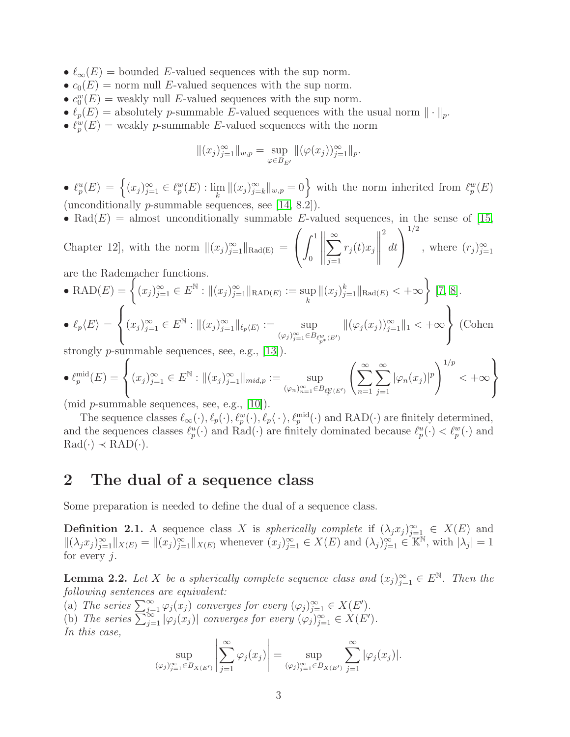- $\ell_\infty(E)$ = bounded $E$-valued sequences with the sup norm.
- $c_0(E)$ = norm null $E$-valued sequences with the sup norm.
- $c_0^w(E)$ = weakly null $E$-valued sequences with the sup norm.
- $\ell_p(E)$ = absolutely $p$-summable $E$-valued sequences with the usual norm $\|\cdot\|_p$.
- $\ell_p^w(E)$ = weakly $p$-summable $E$-valued sequences with the norm

$$\|(x_j)_{j=1}^\infty\|_{w,p} = \sup_{\varphi \in B_{E'}} \|(\varphi(x_j))_{j=1}^\infty\|_p.$$

- $\ell_p^u(E) = \left\{(x_j)_{j=1}^\infty \in \ell_p^w(E) : \lim_k \|(x_j)_{j=k}^\infty\|_{w,p} = 0\right\}$ with the norm inherited from $\ell_p^w(E)$ (unconditionally $p$-summable sequences, see [14, 8.2]).
- $\mathrm{Rad}(E)$ = almost unconditionally summable $E$-valued sequences, in the sense of [15, Chapter 12], with the norm $\|(x_j)_{j=1}^\infty\|_{\mathrm{Rad(E)}} = \left(\int_0^1 \left\|\sum_{j=1}^\infty r_j(t)x_j\right\|^2 dt\right)^{1/2}$, where $(r_j)_{j=1}^\infty$ are the Rademacher functions.
- $\mathrm{RAD}(E) = \left\{(x_j)_{j=1}^\infty \in E^{\mathbb{N}} : \|(x_j)_{j=1}^\infty\|_{\mathrm{RAD}(E)} := \sup_k \|(x_j)_{j=1}^k\|_{\mathrm{Rad}(E)} < +\infty\right\}$ [7, 8].
- $\ell_p\langle E\rangle = \left\{(x_j)_{j=1}^\infty \in E^{\mathbb{N}} : \|(x_j)_{j=1}^\infty\|_{\ell_p\langle E\rangle} := \sup_{(\varphi_j)_{j=1}^\infty \in B_{\ell_{p^*}^w(E')}} \|(\varphi_j(x_j))_{j=1}^\infty\|_1 < +\infty\right\}$ (Cohen strongly $p$-summable sequences, see, e.g., [13]).
- $\ell_p^{\mathrm{mid}}(E) = \left\{(x_j)_{j=1}^\infty \in E^{\mathbb{N}} : \|(x_j)_{j=1}^\infty\|_{mid,p} := \sup_{(\varphi_n)_{n=1}^\infty \in B_{\ell_p^w(E')}} \left(\sum_{n=1}^\infty \sum_{j=1}^\infty |\varphi_n(x_j)|^p\right)^{1/p} < +\infty\right\}$ (mid $p$-summable sequences, see, e.g., [10]).

The sequence classes $\ell_\infty(\cdot), \ell_p(\cdot), \ell_p^w(\cdot), \ell_p\langle\cdot\rangle, \ell_p^{\mathrm{mid}}(\cdot)$ and $\mathrm{RAD}(\cdot)$ are finitely determined, and the sequences classes $\ell_p^u(\cdot)$ and $\mathrm{Rad}(\cdot)$ are finitely dominated because $\ell_p^u(\cdot) < \ell_p^w(\cdot)$ and $\mathrm{Rad}(\cdot) \prec \mathrm{RAD}(\cdot)$.

## 2 The dual of a sequence class

Some preparation is needed to define the dual of a sequence class.

**Definition 2.1.** A sequence class $X$ is *spherically complete* if $(\lambda_j x_j)_{j=1}^\infty \in X(E)$ and $\|(\lambda_j x_j)_{j=1}^\infty\|_{X(E)} = \|(x_j)_{j=1}^\infty\|_{X(E)}$ whenever $(x_j)_{j=1}^\infty \in X(E)$ and $(\lambda_j)_{j=1}^\infty \in \mathbb{K}^{\mathbb{N}}$, with $|\lambda_j| = 1$ for every $j$.

**Lemma 2.2.** *Let $X$ be a spherically complete sequence class and $(x_j)_{j=1}^\infty \in E^{\mathbb{N}}$. Then the following sentences are equivalent:*
*(a) The series $\sum_{j=1}^\infty \varphi_j(x_j)$ converges for every $(\varphi_j)_{j=1}^\infty \in X(E')$.*
*(b) The series $\sum_{j=1}^\infty |\varphi_j(x_j)|$ converges for every $(\varphi_j)_{j=1}^\infty \in X(E')$.*
*In this case,*

$$\sup_{(\varphi_j)_{j=1}^\infty \in B_{X(E')}} \left|\sum_{j=1}^\infty \varphi_j(x_j)\right| = \sup_{(\varphi_j)_{j=1}^\infty \in B_{X(E')}} \sum_{j=1}^\infty |\varphi_j(x_j)|.$$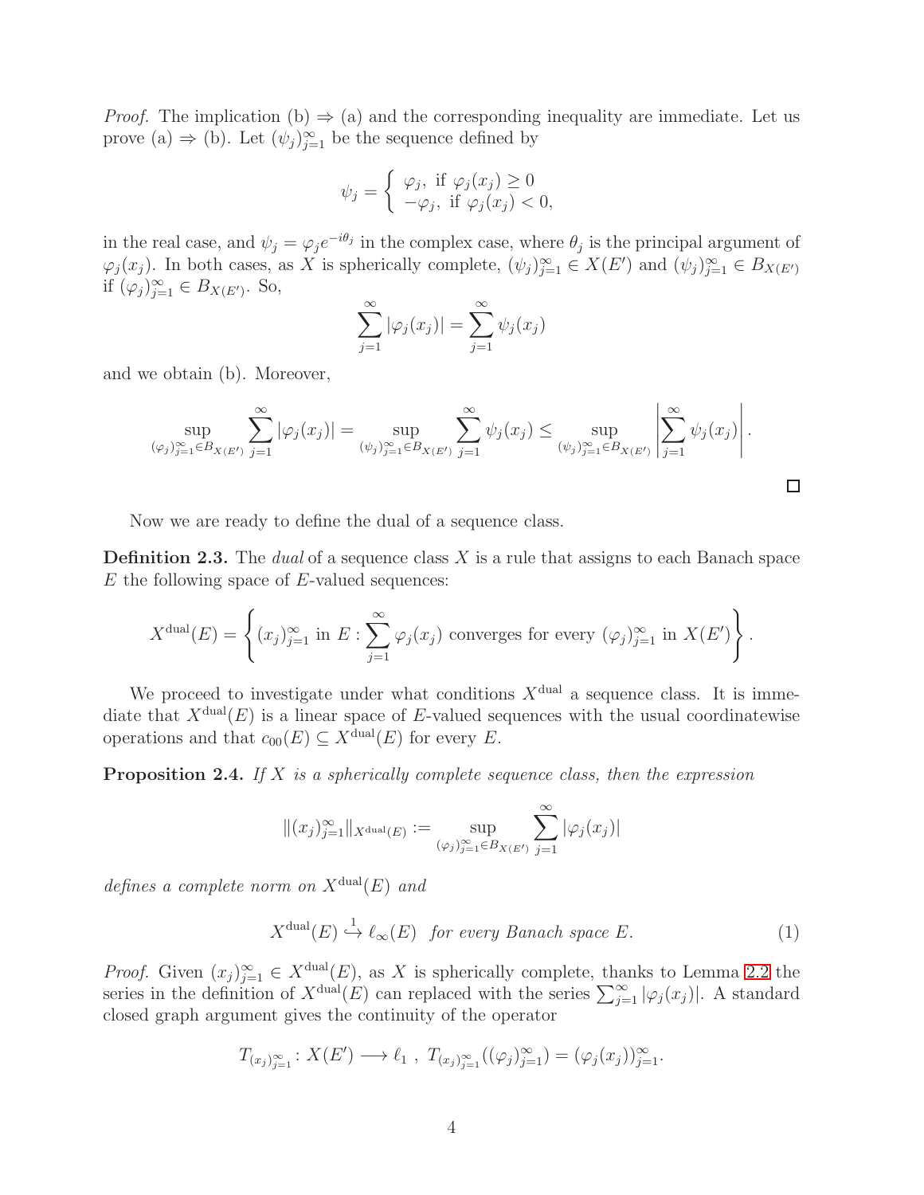*Proof.* The implication (b) ⇒ (a) and the corresponding inequality are immediate. Let us prove (a) ⇒ (b). Let $(\psi_j)_{j=1}^\infty$ be the sequence defined by

$$\psi_j = \begin{cases} \varphi_j, \text{ if } \varphi_j(x_j) \geq 0 \\ -\varphi_j, \text{ if } \varphi_j(x_j) < 0, \end{cases}$$

in the real case, and $\psi_j = \varphi_j e^{-i\theta_j}$ in the complex case, where $\theta_j$ is the principal argument of $\varphi_j(x_j)$. In both cases, as $X$ is spherically complete, $(\psi_j)_{j=1}^\infty \in X(E')$ and $(\psi_j)_{j=1}^\infty \in B_{X(E')}$ if $(\varphi_j)_{j=1}^\infty \in B_{X(E')}$. So,

$$\sum_{j=1}^\infty |\varphi_j(x_j)| = \sum_{j=1}^\infty \psi_j(x_j)$$

and we obtain (b). Moreover,

$$\sup_{(\varphi_j)_{j=1}^\infty \in B_{X(E')}} \sum_{j=1}^\infty |\varphi_j(x_j)| = \sup_{(\psi_j)_{j=1}^\infty \in B_{X(E')}} \sum_{j=1}^\infty \psi_j(x_j) \leq \sup_{(\psi_j)_{j=1}^\infty \in B_{X(E')}} \left| \sum_{j=1}^\infty \psi_j(x_j) \right|.$$

□

Now we are ready to define the dual of a sequence class.

**Definition 2.3.** The *dual* of a sequence class $X$ is a rule that assigns to each Banach space $E$ the following space of $E$-valued sequences:

$$X^{\text{dual}}(E) = \left\{ (x_j)_{j=1}^\infty \text{ in } E : \sum_{j=1}^\infty \varphi_j(x_j) \text{ converges for every } (\varphi_j)_{j=1}^\infty \text{ in } X(E') \right\}.$$

We proceed to investigate under what conditions $X^{\text{dual}}$ a sequence class. It is immediate that $X^{\text{dual}}(E)$ is a linear space of $E$-valued sequences with the usual coordinatewise operations and that $c_{00}(E) \subseteq X^{\text{dual}}(E)$ for every $E$.

**Proposition 2.4.** *If $X$ is a spherically complete sequence class, then the expression*

$$\|(x_j)_{j=1}^\infty\|_{X^{\text{dual}}(E)} := \sup_{(\varphi_j)_{j=1}^\infty \in B_{X(E')}} \sum_{j=1}^\infty |\varphi_j(x_j)|$$

*defines a complete norm on $X^{\text{dual}}(E)$ and*

$$X^{\text{dual}}(E) \overset{1}{\hookrightarrow} \ell_\infty(E) \quad \textit{for every Banach space } E. \tag{1}$$

*Proof.* Given $(x_j)_{j=1}^\infty \in X^{\text{dual}}(E)$, as $X$ is spherically complete, thanks to Lemma 2.2 the series in the definition of $X^{\text{dual}}(E)$ can replaced with the series $\sum_{j=1}^\infty |\varphi_j(x_j)|$. A standard closed graph argument gives the continuity of the operator

$$T_{(x_j)_{j=1}^\infty} \colon X(E') \longrightarrow \ell_1 \ , \ T_{(x_j)_{j=1}^\infty}((\varphi_j)_{j=1}^\infty) = (\varphi_j(x_j))_{j=1}^\infty.$$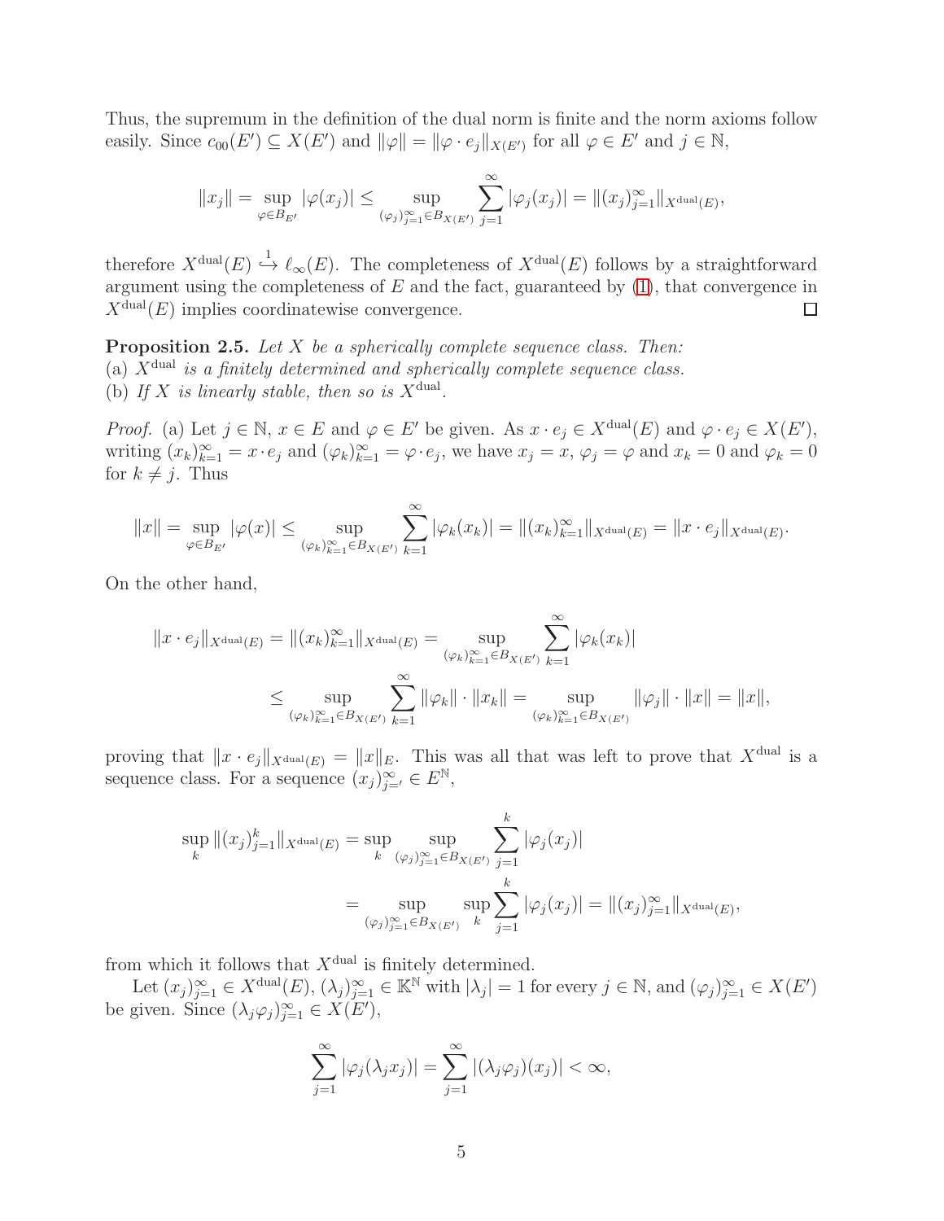Thus, the supremum in the definition of the dual norm is finite and the norm axioms follow easily. Since $c_{00}(E') \subseteq X(E')$ and $\|\varphi\| = \|\varphi \cdot e_j\|_{X(E')}$ for all $\varphi \in E'$ and $j \in \mathbb{N}$,

$$\|x_j\| = \sup_{\varphi \in B_{E'}} |\varphi(x_j)| \leq \sup_{(\varphi_j)_{j=1}^\infty \in B_{X(E')}} \sum_{j=1}^{\infty} |\varphi_j(x_j)| = \|(x_j)_{j=1}^\infty\|_{X^{\rm dual}(E)},$$

therefore $X^{\rm dual}(E) \overset{1}{\hookrightarrow} \ell_\infty(E)$. The completeness of $X^{\rm dual}(E)$ follows by a straightforward argument using the completeness of $E$ and the fact, guaranteed by (1), that convergence in $X^{\rm dual}(E)$ implies coordinatewise convergence. $\square$

**Proposition 2.5.** *Let $X$ be a spherically complete sequence class. Then:*
(a) *$X^{\rm dual}$ is a finitely determined and spherically complete sequence class.*
(b) *If $X$ is linearly stable, then so is $X^{\rm dual}$.*

*Proof.* (a) Let $j \in \mathbb{N}$, $x \in E$ and $\varphi \in E'$ be given. As $x \cdot e_j \in X^{\rm dual}(E)$ and $\varphi \cdot e_j \in X(E')$, writing $(x_k)_{k=1}^\infty = x \cdot e_j$ and $(\varphi_k)_{k=1}^\infty = \varphi \cdot e_j$, we have $x_j = x$, $\varphi_j = \varphi$ and $x_k = 0$ and $\varphi_k = 0$ for $k \neq j$. Thus

$$\|x\| = \sup_{\varphi \in B_{E'}} |\varphi(x)| \leq \sup_{(\varphi_k)_{k=1}^\infty \in B_{X(E')}} \sum_{k=1}^{\infty} |\varphi_k(x_k)| = \|(x_k)_{k=1}^\infty\|_{X^{\rm dual}(E)} = \|x \cdot e_j\|_{X^{\rm dual}(E)}.$$

On the other hand,

$$\begin{aligned}\|x \cdot e_j\|_{X^{\rm dual}(E)} = \|(x_k)_{k=1}^\infty\|_{X^{\rm dual}(E)} &= \sup_{(\varphi_k)_{k=1}^\infty \in B_{X(E')}} \sum_{k=1}^{\infty} |\varphi_k(x_k)| \\ &\leq \sup_{(\varphi_k)_{k=1}^\infty \in B_{X(E')}} \sum_{k=1}^{\infty} \|\varphi_k\| \cdot \|x_k\| = \sup_{(\varphi_k)_{k=1}^\infty \in B_{X(E')}} \|\varphi_j\| \cdot \|x\| = \|x\|,\end{aligned}$$

proving that $\|x \cdot e_j\|_{X^{\rm dual}(E)} = \|x\|_E$. This was all that was left to prove that $X^{\rm dual}$ is a sequence class. For a sequence $(x_j)_{j='}^\infty \in E^{\mathbb{N}}$,

$$\begin{aligned}\sup_k \|(x_j)_{j=1}^k\|_{X^{\rm dual}(E)} &= \sup_k \sup_{(\varphi_j)_{j=1}^\infty \in B_{X(E')}} \sum_{j=1}^{k} |\varphi_j(x_j)| \\ &= \sup_{(\varphi_j)_{j=1}^\infty \in B_{X(E')}} \sup_k \sum_{j=1}^{k} |\varphi_j(x_j)| = \|(x_j)_{j=1}^\infty\|_{X^{\rm dual}(E)},\end{aligned}$$

from which it follows that $X^{\rm dual}$ is finitely determined.

Let $(x_j)_{j=1}^\infty \in X^{\rm dual}(E)$, $(\lambda_j)_{j=1}^\infty \in \mathbb{K}^{\mathbb{N}}$ with $|\lambda_j| = 1$ for every $j \in \mathbb{N}$, and $(\varphi_j)_{j=1}^\infty \in X(E')$ be given. Since $(\lambda_j \varphi_j)_{j=1}^\infty \in X(E')$,

$$\sum_{j=1}^{\infty} |\varphi_j(\lambda_j x_j)| = \sum_{j=1}^{\infty} |(\lambda_j \varphi_j)(x_j)| < \infty,$$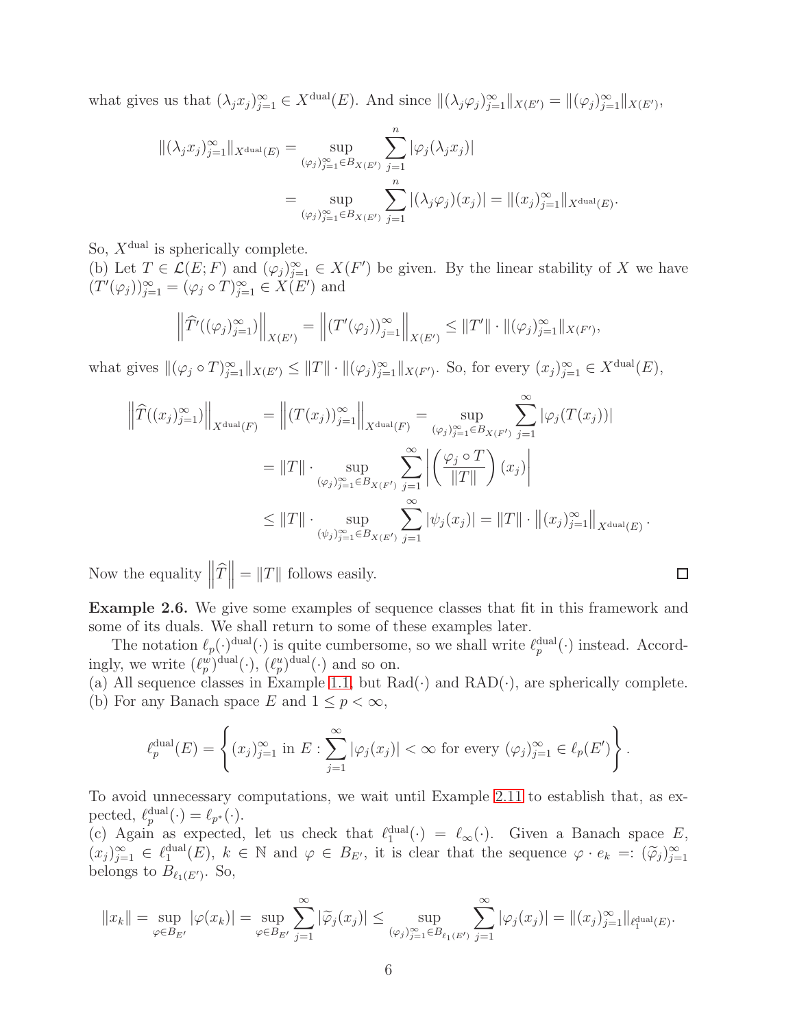what gives us that $(\lambda_j x_j)_{j=1}^\infty \in X^{\rm dual}(E)$. And since $\|(\lambda_j \varphi_j)_{j=1}^\infty\|_{X(E')} = \|(\varphi_j)_{j=1}^\infty\|_{X(E')}$,

$$
\begin{aligned}
\|(\lambda_j x_j)_{j=1}^\infty\|_{X^{\rm dual}(E)} &= \sup_{(\varphi_j)_{j=1}^\infty \in B_{X(E')}} \sum_{j=1}^n |\varphi_j(\lambda_j x_j)| \\
&= \sup_{(\varphi_j)_{j=1}^\infty \in B_{X(E')}} \sum_{j=1}^n |(\lambda_j \varphi_j)(x_j)| = \|(x_j)_{j=1}^\infty\|_{X^{\rm dual}(E)}.
\end{aligned}
$$

So, $X^{\rm dual}$ is spherically complete.

(b) Let $T \in \mathcal{L}(E;F)$ and $(\varphi_j)_{j=1}^\infty \in X(F')$ be given. By the linear stability of $X$ we have $(T'(\varphi_j))_{j=1}^\infty = (\varphi_j \circ T)_{j=1}^\infty \in X(E')$ and

$$
\left\| \widehat{T'}((\varphi_j)_{j=1}^\infty) \right\|_{X(E')} = \left\| (T'(\varphi_j))_{j=1}^\infty \right\|_{X(E')} \leq \|T'\| \cdot \|(\varphi_j)_{j=1}^\infty\|_{X(F')},
$$

what gives $\|(\varphi_j \circ T)_{j=1}^\infty\|_{X(E')} \leq \|T\| \cdot \|(\varphi_j)_{j=1}^\infty\|_{X(F')}$. So, for every $(x_j)_{j=1}^\infty \in X^{\rm dual}(E)$,

$$
\begin{aligned}
\left\| \widehat{T}((x_j)_{j=1}^\infty) \right\|_{X^{\rm dual}(F)} &= \left\| (T(x_j))_{j=1}^\infty \right\|_{X^{\rm dual}(F)} = \sup_{(\varphi_j)_{j=1}^\infty \in B_{X(F')}} \sum_{j=1}^\infty |\varphi_j(T(x_j))| \\
&= \|T\| \cdot \sup_{(\varphi_j)_{j=1}^\infty \in B_{X(F')}} \sum_{j=1}^\infty \left| \left( \frac{\varphi_j \circ T}{\|T\|} \right)(x_j) \right| \\
&\leq \|T\| \cdot \sup_{(\psi_j)_{j=1}^\infty \in B_{X(E')}} \sum_{j=1}^\infty |\psi_j(x_j)| = \|T\| \cdot \left\| (x_j)_{j=1}^\infty \right\|_{X^{\rm dual}(E)}.
\end{aligned}
$$

Now the equality $\left\|\widehat{T}\right\| = \|T\|$ follows easily. □

**Example 2.6.** We give some examples of sequence classes that fit in this framework and some of its duals. We shall return to some of these examples later.

The notation $\ell_p(\cdot)^{\rm dual}(\cdot)$ is quite cumbersome, so we shall write $\ell_p^{\rm dual}(\cdot)$ instead. Accordingly, we write $(\ell_p^w)^{\rm dual}(\cdot)$, $(\ell_p^u)^{\rm dual}(\cdot)$ and so on.

(a) All sequence classes in Example 1.1, but ${\rm Rad}(\cdot)$ and ${\rm RAD}(\cdot)$, are spherically complete.

(b) For any Banach space $E$ and $1 \leq p < \infty$,

$$
\ell_p^{\rm dual}(E) = \left\{ (x_j)_{j=1}^\infty \text{ in } E : \sum_{j=1}^\infty |\varphi_j(x_j)| < \infty \text{ for every } (\varphi_j)_{j=1}^\infty \in \ell_p(E') \right\}.
$$

To avoid unnecessary computations, we wait until Example 2.11 to establish that, as expected, $\ell_p^{\rm dual}(\cdot) = \ell_{p^*}(\cdot)$.

(c) Again as expected, let us check that $\ell_1^{\rm dual}(\cdot) = \ell_\infty(\cdot)$. Given a Banach space $E$, $(x_j)_{j=1}^\infty \in \ell_1^{\rm dual}(E)$, $k \in \mathbb{N}$ and $\varphi \in B_{E'}$, it is clear that the sequence $\varphi \cdot e_k =: (\widetilde{\varphi}_j)_{j=1}^\infty$ belongs to $B_{\ell_1(E')}$. So,

$$
\|x_k\| = \sup_{\varphi \in B_{E'}} |\varphi(x_k)| = \sup_{\varphi \in B_{E'}} \sum_{j=1}^\infty |\widetilde{\varphi}_j(x_j)| \leq \sup_{(\varphi_j)_{j=1}^\infty \in B_{\ell_1(E')}} \sum_{j=1}^\infty |\varphi_j(x_j)| = \|(x_j)_{j=1}^\infty\|_{\ell_1^{\rm dual}(E)}.
$$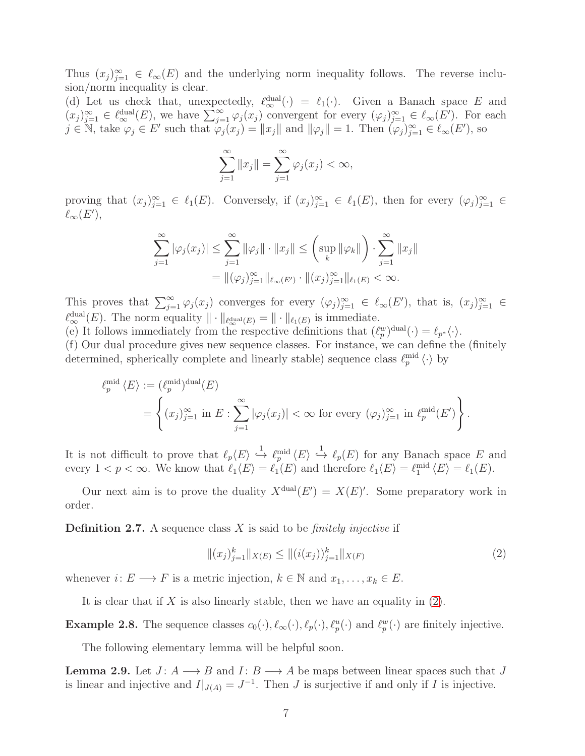Thus $(x_j)_{j=1}^\infty \in \ell_\infty(E)$ and the underlying norm inequality follows. The reverse inclusion/norm inequality is clear.

(d) Let us check that, unexpectedly, $\ell_\infty^{\rm dual}(\cdot) = \ell_1(\cdot)$. Given a Banach space $E$ and $(x_j)_{j=1}^\infty \in \ell_\infty^{\rm dual}(E)$, we have $\sum_{j=1}^\infty \varphi_j(x_j)$ convergent for every $(\varphi_j)_{j=1}^\infty \in \ell_\infty(E')$. For each $j \in \mathbb{N}$, take $\varphi_j \in E'$ such that $\varphi_j(x_j) = \|x_j\|$ and $\|\varphi_j\| = 1$. Then $(\varphi_j)_{j=1}^\infty \in \ell_\infty(E')$, so

$$\sum_{j=1}^\infty \|x_j\| = \sum_{j=1}^\infty \varphi_j(x_j) < \infty,$$

proving that $(x_j)_{j=1}^\infty \in \ell_1(E)$. Conversely, if $(x_j)_{j=1}^\infty \in \ell_1(E)$, then for every $(\varphi_j)_{j=1}^\infty \in \ell_\infty(E')$,

$$\begin{aligned}
\sum_{j=1}^\infty |\varphi_j(x_j)| &\le \sum_{j=1}^\infty \|\varphi_j\| \cdot \|x_j\| \le \left(\sup_k \|\varphi_k\|\right) \cdot \sum_{j=1}^\infty \|x_j\| \\
&= \|(\varphi_j)_{j=1}^\infty\|_{\ell_\infty(E')} \cdot \|(x_j)_{j=1}^\infty\|_{\ell_1(E)} < \infty.
\end{aligned}$$

This proves that $\sum_{j=1}^\infty \varphi_j(x_j)$ converges for every $(\varphi_j)_{j=1}^\infty \in \ell_\infty(E')$, that is, $(x_j)_{j=1}^\infty \in \ell_\infty^{\rm dual}(E)$. The norm equality $\|\cdot\|_{\ell_\infty^{\rm dual}(E)} = \|\cdot\|_{\ell_1(E)}$ is immediate.

(e) It follows immediately from the respective definitions that $(\ell_p^w)^{\rm dual}(\cdot) = \ell_{p^*}\langle\cdot\rangle$.

(f) Our dual procedure gives new sequence classes. For instance, we can define the (finitely determined, spherically complete and linearly stable) sequence class $\ell_p^{\rm mid}\langle\cdot\rangle$ by

$$\begin{aligned}
\ell_p^{\rm mid}\langle E\rangle &:= (\ell_p^{\rm mid})^{\rm dual}(E) \\
&= \left\{ (x_j)_{j=1}^\infty \text{ in } E : \sum_{j=1}^\infty |\varphi_j(x_j)| < \infty \text{ for every } (\varphi_j)_{j=1}^\infty \text{ in } \ell_p^{\rm mid}(E') \right\}.
\end{aligned}$$

It is not difficult to prove that $\ell_p\langle E\rangle \overset{1}{\hookrightarrow} \ell_p^{\rm mid}\langle E\rangle \overset{1}{\hookrightarrow} \ell_p(E)$ for any Banach space $E$ and every $1 < p < \infty$. We know that $\ell_1\langle E\rangle = \ell_1(E)$ and therefore $\ell_1\langle E\rangle = \ell_1^{\rm mid}\langle E\rangle = \ell_1(E)$.

Our next aim is to prove the duality $X^{\rm dual}(E') = X(E)'$. Some preparatory work in order.

**Definition 2.7.** A sequence class $X$ is said to be *finitely injective* if

$$\|(x_j)_{j=1}^k\|_{X(E)} \le \|(i(x_j))_{j=1}^k\|_{X(F)} \tag{2}$$

whenever $i\colon E \longrightarrow F$ is a metric injection, $k \in \mathbb{N}$ and $x_1, \ldots, x_k \in E$.

It is clear that if $X$ is also linearly stable, then we have an equality in (2).

**Example 2.8.** The sequence classes $c_0(\cdot), \ell_\infty(\cdot), \ell_p(\cdot), \ell_p^u(\cdot)$ and $\ell_p^w(\cdot)$ are finitely injective.

The following elementary lemma will be helpful soon.

**Lemma 2.9.** Let $J\colon A \longrightarrow B$ and $I\colon B \longrightarrow A$ be maps between linear spaces such that $J$ is linear and injective and $I|_{J(A)} = J^{-1}$. Then $J$ is surjective if and only if $I$ is injective.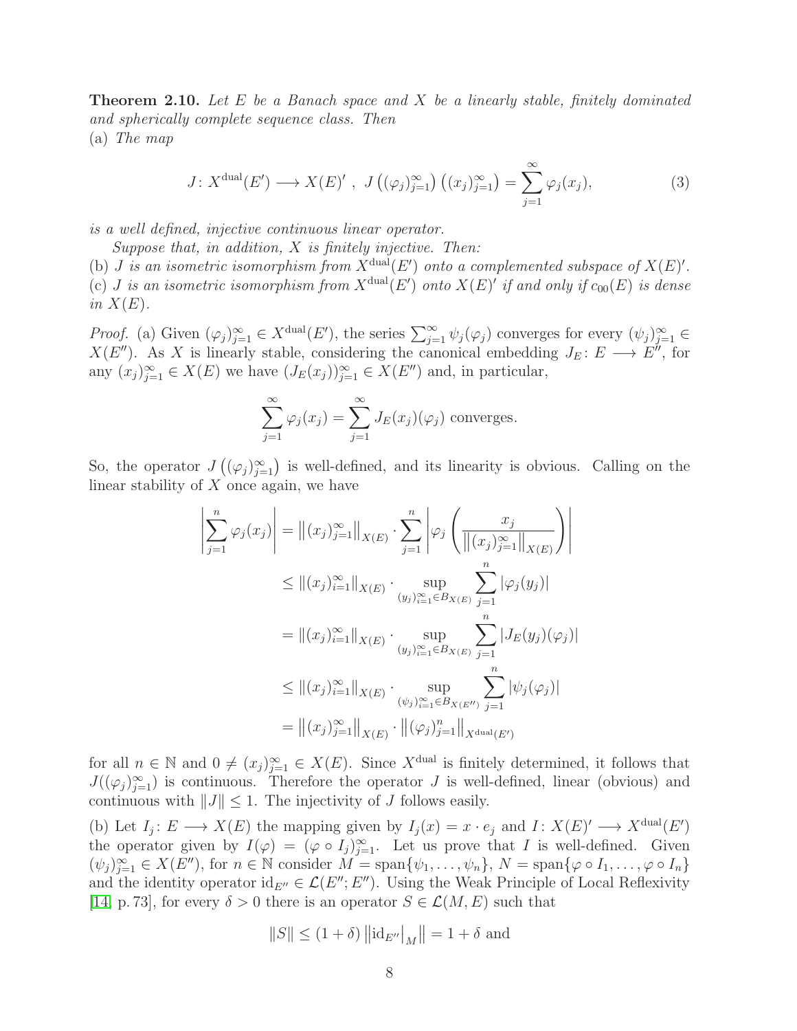**Theorem 2.10.** *Let $E$ be a Banach space and $X$ be a linearly stable, finitely dominated and spherically complete sequence class. Then*
*(a) The map*

$$J\colon X^{\rm dual}(E') \longrightarrow X(E)' \ , \ J\left((\varphi_j)_{j=1}^\infty\right)\left((x_j)_{j=1}^\infty\right) = \sum_{j=1}^\infty \varphi_j(x_j), \tag{3}$$

*is a well defined, injective continuous linear operator.*

*Suppose that, in addition, $X$ is finitely injective. Then:*
*(b) $J$ is an isometric isomorphism from $X^{\rm dual}(E')$ onto a complemented subspace of $X(E)'$.*
*(c) $J$ is an isometric isomorphism from $X^{\rm dual}(E')$ onto $X(E)'$ if and only if $c_{00}(E)$ is dense in $X(E)$.*

*Proof.* (a) Given $(\varphi_j)_{j=1}^\infty \in X^{\rm dual}(E')$, the series $\sum_{j=1}^\infty \psi_j(\varphi_j)$ converges for every $(\psi_j)_{j=1}^\infty \in X(E'')$. As $X$ is linearly stable, considering the canonical embedding $J_E\colon E \longrightarrow E''$, for any $(x_j)_{j=1}^\infty \in X(E)$ we have $(J_E(x_j))_{j=1}^\infty \in X(E'')$ and, in particular,

$$\sum_{j=1}^\infty \varphi_j(x_j) = \sum_{j=1}^\infty J_E(x_j)(\varphi_j) \text{ converges.}$$

So, the operator $J\left((\varphi_j)_{j=1}^\infty\right)$ is well-defined, and its linearity is obvious. Calling on the linear stability of $X$ once again, we have

$$\begin{aligned}
\left|\sum_{j=1}^n \varphi_j(x_j)\right| &= \left\|(x_j)_{j=1}^\infty\right\|_{X(E)} \cdot \sum_{j=1}^n \left|\varphi_j\left(\frac{x_j}{\left\|(x_j)_{j=1}^\infty\right\|_{X(E)}}\right)\right| \\
&\leq \|(x_j)_{i=1}^\infty\|_{X(E)} \cdot \sup_{(y_j)_{i=1}^\infty \in B_{X(E)}} \sum_{j=1}^n |\varphi_j(y_j)| \\
&= \|(x_j)_{i=1}^\infty\|_{X(E)} \cdot \sup_{(y_j)_{i=1}^\infty \in B_{X(E)}} \sum_{j=1}^n |J_E(y_j)(\varphi_j)| \\
&\leq \|(x_j)_{i=1}^\infty\|_{X(E)} \cdot \sup_{(\psi_j)_{i=1}^\infty \in B_{X(E'')}} \sum_{j=1}^n |\psi_j(\varphi_j)| \\
&= \left\|(x_j)_{j=1}^\infty\right\|_{X(E)} \cdot \left\|(\varphi_j)_{j=1}^n\right\|_{X^{\rm dual}(E')}
\end{aligned}$$

for all $n \in \mathbb{N}$ and $0 \neq (x_j)_{j=1}^\infty \in X(E)$. Since $X^{\rm dual}$ is finitely determined, it follows that $J((\varphi_j)_{j=1}^\infty)$ is continuous. Therefore the operator $J$ is well-defined, linear (obvious) and continuous with $\|J\| \leq 1$. The injectivity of $J$ follows easily.

(b) Let $I_j\colon E \longrightarrow X(E)$ the mapping given by $I_j(x) = x \cdot e_j$ and $I\colon X(E)' \longrightarrow X^{\rm dual}(E')$ the operator given by $I(\varphi) = (\varphi \circ I_j)_{j=1}^\infty$. Let us prove that $I$ is well-defined. Given $(\psi_j)_{j=1}^\infty \in X(E'')$, for $n \in \mathbb{N}$ consider $M = {\rm span}\{\psi_1, \ldots, \psi_n\}$, $N = {\rm span}\{\varphi \circ I_1, \ldots, \varphi \circ I_n\}$ and the identity operator ${\rm id}_{E''} \in \mathcal{L}(E''; E'')$. Using the Weak Principle of Local Reflexivity [14, p. 73], for every $\delta > 0$ there is an operator $S \in \mathcal{L}(M, E)$ such that

$$\|S\| \leq (1 + \delta)\left\|{\rm id}_{E''}|_M\right\| = 1 + \delta \text{ and}$$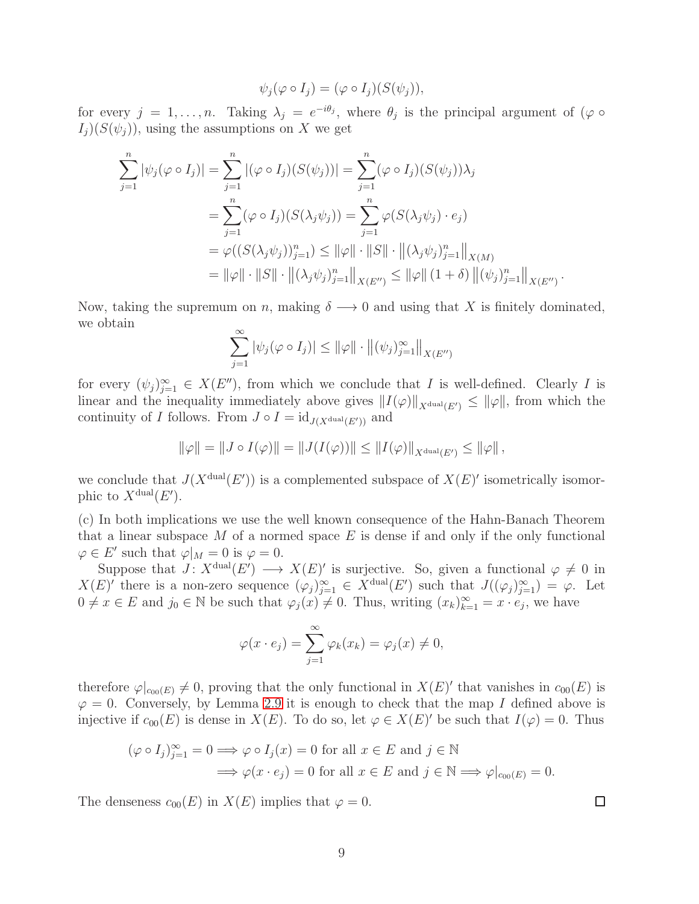$$\psi_j(\varphi \circ I_j) = (\varphi \circ I_j)(S(\psi_j)),$$

for every $j = 1, \ldots, n$. Taking $\lambda_j = e^{-i\theta_j}$, where $\theta_j$ is the principal argument of $(\varphi \circ I_j)(S(\psi_j))$, using the assumptions on $X$ we get

$$\begin{aligned}
\sum_{j=1}^{n} |\psi_j(\varphi \circ I_j)| &= \sum_{j=1}^{n} |(\varphi \circ I_j)(S(\psi_j))| = \sum_{j=1}^{n} (\varphi \circ I_j)(S(\psi_j))\lambda_j \\
&= \sum_{j=1}^{n} (\varphi \circ I_j)(S(\lambda_j \psi_j)) = \sum_{j=1}^{n} \varphi(S(\lambda_j \psi_j) \cdot e_j) \\
&= \varphi((S(\lambda_j \psi_j))_{j=1}^{n}) \leq \|\varphi\| \cdot \|S\| \cdot \left\|(\lambda_j \psi_j)_{j=1}^{n}\right\|_{X(M)} \\
&= \|\varphi\| \cdot \|S\| \cdot \left\|(\lambda_j \psi_j)_{j=1}^{n}\right\|_{X(E'')} \leq \|\varphi\| (1+\delta) \left\|(\psi_j)_{j=1}^{n}\right\|_{X(E'')}.
\end{aligned}$$

Now, taking the supremum on $n$, making $\delta \longrightarrow 0$ and using that $X$ is finitely dominated, we obtain

$$\sum_{j=1}^{\infty} |\psi_j(\varphi \circ I_j)| \leq \|\varphi\| \cdot \left\|(\psi_j)_{j=1}^{\infty}\right\|_{X(E'')}$$

for every $(\psi_j)_{j=1}^{\infty} \in X(E'')$, from which we conclude that $I$ is well-defined. Clearly $I$ is linear and the inequality immediately above gives $\|I(\varphi)\|_{X^{\text{dual}}(E')} \leq \|\varphi\|$, from which the continuity of $I$ follows. From $J \circ I = \text{id}_{J(X^{\text{dual}}(E'))}$ and

$$\|\varphi\| = \|J \circ I(\varphi)\| = \|J(I(\varphi))\| \leq \|I(\varphi)\|_{X^{\text{dual}}(E')} \leq \|\varphi\|,$$

we conclude that $J(X^{\text{dual}}(E'))$ is a complemented subspace of $X(E)'$ isometrically isomorphic to $X^{\text{dual}}(E')$.

(c) In both implications we use the well known consequence of the Hahn-Banach Theorem that a linear subspace $M$ of a normed space $E$ is dense if and only if the only functional $\varphi \in E'$ such that $\varphi|_M = 0$ is $\varphi = 0$.

Suppose that $J\colon X^{\text{dual}}(E') \longrightarrow X(E)'$ is surjective. So, given a functional $\varphi \neq 0$ in $X(E)'$ there is a non-zero sequence $(\varphi_j)_{j=1}^{\infty} \in X^{\text{dual}}(E')$ such that $J((\varphi_j)_{j=1}^{\infty}) = \varphi$. Let $0 \neq x \in E$ and $j_0 \in \mathbb{N}$ be such that $\varphi_j(x) \neq 0$. Thus, writing $(x_k)_{k=1}^{\infty} = x \cdot e_j$, we have

$$\varphi(x \cdot e_j) = \sum_{j=1}^{\infty} \varphi_k(x_k) = \varphi_j(x) \neq 0,$$

therefore $\varphi|_{c_{00}(E)} \neq 0$, proving that the only functional in $X(E)'$ that vanishes in $c_{00}(E)$ is $\varphi = 0$. Conversely, by Lemma 2.9 it is enough to check that the map $I$ defined above is injective if $c_{00}(E)$ is dense in $X(E)$. To do so, let $\varphi \in X(E)'$ be such that $I(\varphi) = 0$. Thus

$$\begin{aligned}
(\varphi \circ I_j)_{j=1}^{\infty} = 0 &\Longrightarrow \varphi \circ I_j(x) = 0 \text{ for all } x \in E \text{ and } j \in \mathbb{N} \\
&\Longrightarrow \varphi(x \cdot e_j) = 0 \text{ for all } x \in E \text{ and } j \in \mathbb{N} \Longrightarrow \varphi|_{c_{00}(E)} = 0.
\end{aligned}$$

The denseness $c_{00}(E)$ in $X(E)$ implies that $\varphi = 0$. $\square$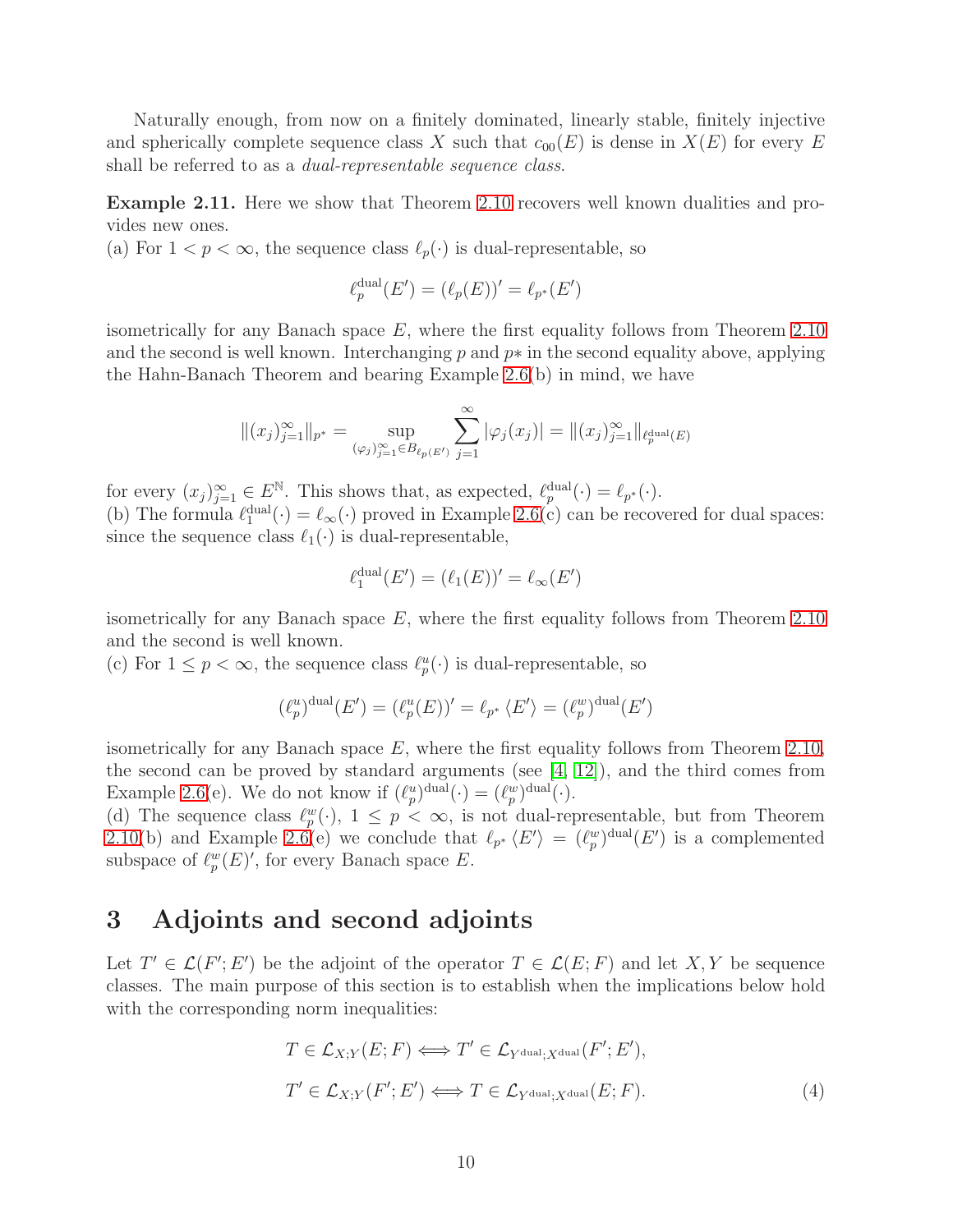Naturally enough, from now on a finitely dominated, linearly stable, finitely injective and spherically complete sequence class $X$ such that $c_{00}(E)$ is dense in $X(E)$ for every $E$ shall be referred to as a *dual-representable sequence class*.

**Example 2.11.** Here we show that Theorem 2.10 recovers well known dualities and provides new ones.
(a) For $1 < p < \infty$, the sequence class $\ell_p(\cdot)$ is dual-representable, so

$$\ell_p^{\rm dual}(E') = (\ell_p(E))' = \ell_{p^*}(E')$$

isometrically for any Banach space $E$, where the first equality follows from Theorem 2.10 and the second is well known. Interchanging $p$ and $p*$ in the second equality above, applying the Hahn-Banach Theorem and bearing Example 2.6(b) in mind, we have

$$\|(x_j)_{j=1}^\infty\|_{p^*} = \sup_{(\varphi_j)_{j=1}^\infty \in B_{\ell_p(E')}} \sum_{j=1}^\infty |\varphi_j(x_j)| = \|(x_j)_{j=1}^\infty\|_{\ell_p^{\rm dual}(E)}$$

for every $(x_j)_{j=1}^\infty \in E^{\mathbb{N}}$. This shows that, as expected, $\ell_p^{\rm dual}(\cdot) = \ell_{p^*}(\cdot)$.
(b) The formula $\ell_1^{\rm dual}(\cdot) = \ell_\infty(\cdot)$ proved in Example 2.6(c) can be recovered for dual spaces: since the sequence class $\ell_1(\cdot)$ is dual-representable,

$$\ell_1^{\rm dual}(E') = (\ell_1(E))' = \ell_\infty(E')$$

isometrically for any Banach space $E$, where the first equality follows from Theorem 2.10 and the second is well known.
(c) For $1 \leq p < \infty$, the sequence class $\ell_p^u(\cdot)$ is dual-representable, so

$$(\ell_p^u)^{\rm dual}(E') = (\ell_p^u(E))' = \ell_{p^*}\langle E'\rangle = (\ell_p^w)^{\rm dual}(E')$$

isometrically for any Banach space $E$, where the first equality follows from Theorem 2.10, the second can be proved by standard arguments (see [4, 12]), and the third comes from Example 2.6(e). We do not know if $(\ell_p^u)^{\rm dual}(\cdot) = (\ell_p^w)^{\rm dual}(\cdot)$.
(d) The sequence class $\ell_p^w(\cdot)$, $1 \leq p < \infty$, is not dual-representable, but from Theorem 2.10(b) and Example 2.6(e) we conclude that $\ell_{p^*}\langle E'\rangle = (\ell_p^w)^{\rm dual}(E')$ is a complemented subspace of $\ell_p^w(E)'$, for every Banach space $E$.

# 3 Adjoints and second adjoints

Let $T' \in \mathcal{L}(F'; E')$ be the adjoint of the operator $T \in \mathcal{L}(E; F)$ and let $X, Y$ be sequence classes. The main purpose of this section is to establish when the implications below hold with the corresponding norm inequalities:

$$T \in \mathcal{L}_{X;Y}(E;F) \Longleftrightarrow T' \in \mathcal{L}_{Y^{\rm dual};X^{\rm dual}}(F';E'),$$
$$T' \in \mathcal{L}_{X;Y}(F';E') \Longleftrightarrow T \in \mathcal{L}_{Y^{\rm dual};X^{\rm dual}}(E;F). \tag{4}$$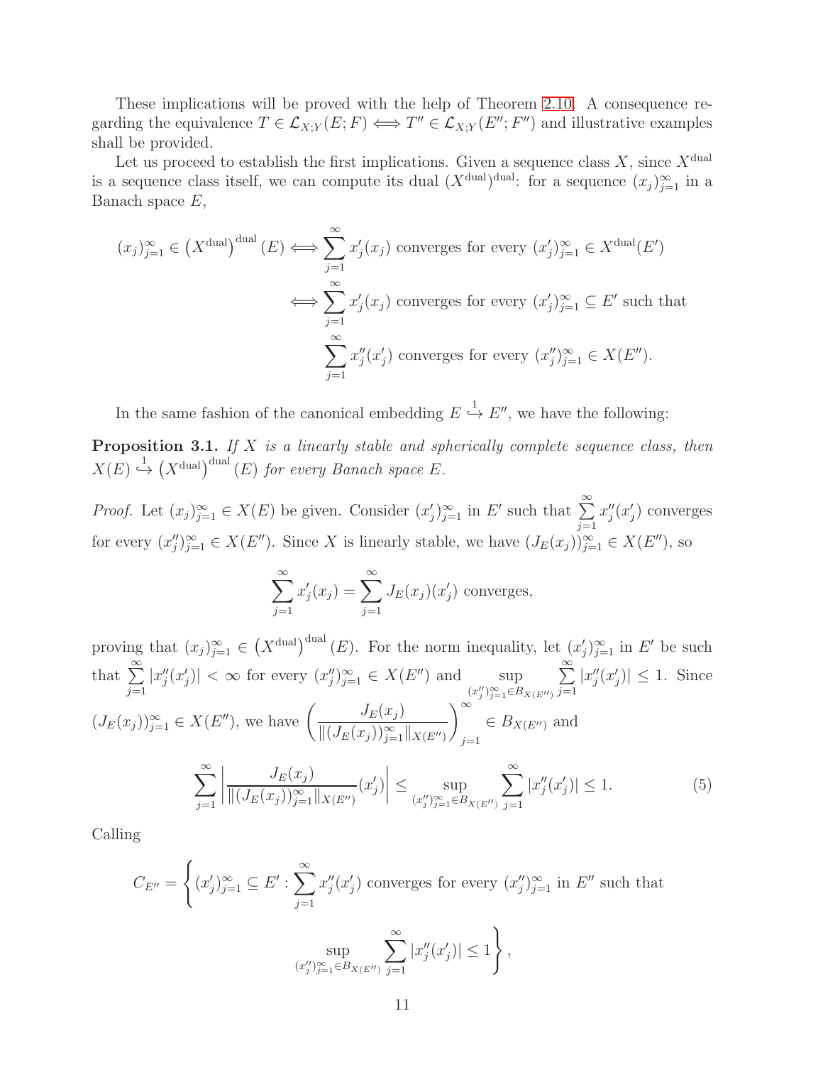These implications will be proved with the help of Theorem 2.10. A consequence regarding the equivalence $T \in \mathcal{L}_{X;Y}(E;F) \Longleftrightarrow T'' \in \mathcal{L}_{X;Y}(E'';F'')$ and illustrative examples shall be provided.

Let us proceed to establish the first implications. Given a sequence class $X$, since $X^{\text{dual}}$ is a sequence class itself, we can compute its dual $(X^{\text{dual}})^{\text{dual}}$: for a sequence $(x_j)_{j=1}^\infty$ in a Banach space $E$,

$$
\begin{aligned}
(x_j)_{j=1}^\infty \in \left(X^{\text{dual}}\right)^{\text{dual}}(E) &\Longleftrightarrow \sum_{j=1}^\infty x_j'(x_j) \text{ converges for every } (x_j')_{j=1}^\infty \in X^{\text{dual}}(E') \\
&\Longleftrightarrow \sum_{j=1}^\infty x_j'(x_j) \text{ converges for every } (x_j')_{j=1}^\infty \subseteq E' \text{ such that} \\
&\qquad \sum_{j=1}^\infty x_j''(x_j') \text{ converges for every } (x_j'')_{j=1}^\infty \in X(E'').
\end{aligned}
$$

In the same fashion of the canonical embedding $E \overset{1}{\hookrightarrow} E''$, we have the following:

**Proposition 3.1.** *If $X$ is a linearly stable and spherically complete sequence class, then $X(E) \overset{1}{\hookrightarrow} \left(X^{\text{dual}}\right)^{\text{dual}}(E)$ for every Banach space $E$.*

*Proof.* Let $(x_j)_{j=1}^\infty \in X(E)$ be given. Consider $(x_j')_{j=1}^\infty$ in $E'$ such that $\sum\limits_{j=1}^\infty x_j''(x_j')$ converges for every $(x_j'')_{j=1}^\infty \in X(E'')$. Since $X$ is linearly stable, we have $(J_E(x_j))_{j=1}^\infty \in X(E'')$, so

$$
\sum_{j=1}^\infty x_j'(x_j) = \sum_{j=1}^\infty J_E(x_j)(x_j') \text{ converges,}
$$

proving that $(x_j)_{j=1}^\infty \in \left(X^{\text{dual}}\right)^{\text{dual}}(E)$. For the norm inequality, let $(x_j')_{j=1}^\infty$ in $E'$ be such that $\sum\limits_{j=1}^\infty |x_j''(x_j')| < \infty$ for every $(x_j'')_{j=1}^\infty \in X(E'')$ and $\sup\limits_{(x_j'')_{j=1}^\infty \in B_{X(E'')}} \sum\limits_{j=1}^\infty |x_j''(x_j')| \leq 1$. Since $(J_E(x_j))_{j=1}^\infty \in X(E'')$, we have $\left(\dfrac{J_E(x_j)}{\|(J_E(x_j))_{j=1}^\infty\|_{X(E'')}}\right)_{j=1}^\infty \in B_{X(E'')}$ and

$$
\sum_{j=1}^\infty \left| \frac{J_E(x_j)}{\|(J_E(x_j))_{j=1}^\infty\|_{X(E'')}}(x_j') \right| \leq \sup_{(x_j'')_{j=1}^\infty \in B_{X(E'')}} \sum_{j=1}^\infty |x_j''(x_j')| \leq 1. \tag{5}
$$

Calling

$$
C_{E''} = \left\{ (x_j')_{j=1}^\infty \subseteq E' : \sum_{j=1}^\infty x_j''(x_j') \text{ converges for every } (x_j'')_{j=1}^\infty \text{ in } E'' \text{ such that} \right.
$$

$$
\left. \sup_{(x_j'')_{j=1}^\infty \in B_{X(E'')}} \sum_{j=1}^\infty |x_j''(x_j')| \leq 1 \right\},
$$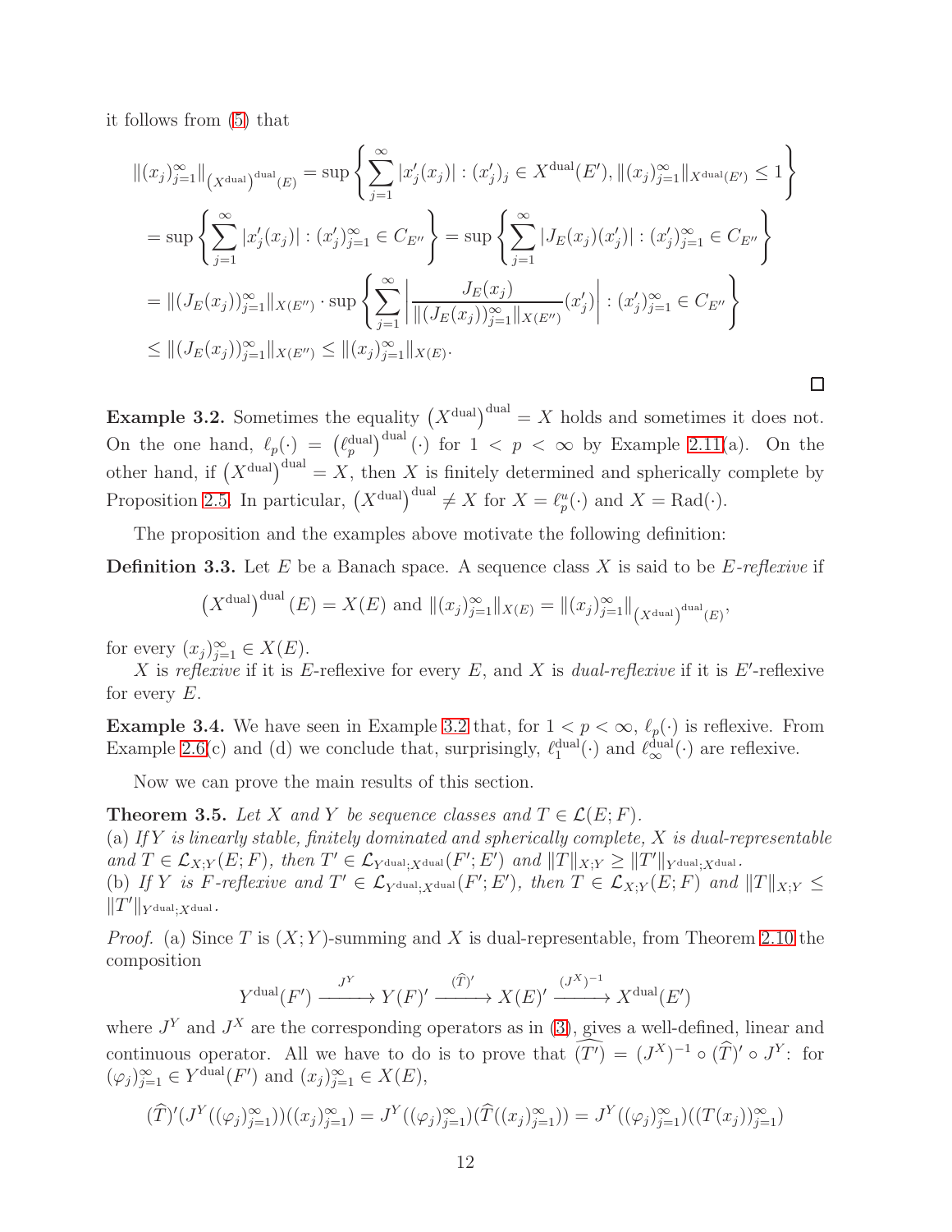it follows from (5) that

$$
\begin{aligned}
\|(x_j)_{j=1}^\infty\|_{\left(X^{\rm dual}\right)^{\rm dual}(E)} &= \sup\left\{\sum_{j=1}^\infty |x_j'(x_j)| : (x_j')_j \in X^{\rm dual}(E'), \|(x_j)_{j=1}^\infty\|_{X^{\rm dual}(E')} \leq 1\right\} \\
&= \sup\left\{\sum_{j=1}^\infty |x_j'(x_j)| : (x_j')_{j=1}^\infty \in C_{E''}\right\} = \sup\left\{\sum_{j=1}^\infty |J_E(x_j)(x_j')| : (x_j')_{j=1}^\infty \in C_{E''}\right\} \\
&= \|(J_E(x_j))_{j=1}^\infty\|_{X(E'')} \cdot \sup\left\{\sum_{j=1}^\infty \left|\frac{J_E(x_j)}{\|(J_E(x_j))_{j=1}^\infty\|_{X(E'')}}(x_j')\right| : (x_j')_{j=1}^\infty \in C_{E''}\right\} \\
&\leq \|(J_E(x_j))_{j=1}^\infty\|_{X(E'')} \leq \|(x_j)_{j=1}^\infty\|_{X(E)}.
\end{aligned}
$$

□

**Example 3.2.** Sometimes the equality $\left(X^{\rm dual}\right)^{\rm dual} = X$ holds and sometimes it does not. On the one hand, $\ell_p(\cdot) = \left(\ell_p^{\rm dual}\right)^{\rm dual}(\cdot)$ for $1 < p < \infty$ by Example 2.11(a). On the other hand, if $\left(X^{\rm dual}\right)^{\rm dual} = X$, then $X$ is finitely determined and spherically complete by Proposition 2.5. In particular, $\left(X^{\rm dual}\right)^{\rm dual} \neq X$ for $X = \ell_p^u(\cdot)$ and $X = {\rm Rad}(\cdot)$.

The proposition and the examples above motivate the following definition:

**Definition 3.3.** Let $E$ be a Banach space. A sequence class $X$ is said to be *$E$-reflexive* if

$$
\left(X^{\rm dual}\right)^{\rm dual}(E) = X(E) \text{ and } \|(x_j)_{j=1}^\infty\|_{X(E)} = \|(x_j)_{j=1}^\infty\|_{\left(X^{\rm dual}\right)^{\rm dual}(E)},
$$

for every $(x_j)_{j=1}^\infty \in X(E)$.

$X$ is *reflexive* if it is $E$-reflexive for every $E$, and $X$ is *dual-reflexive* if it is $E'$-reflexive for every $E$.

**Example 3.4.** We have seen in Example 3.2 that, for $1 < p < \infty$, $\ell_p(\cdot)$ is reflexive. From Example 2.6(c) and (d) we conclude that, surprisingly, $\ell_1^{\rm dual}(\cdot)$ and $\ell_\infty^{\rm dual}(\cdot)$ are reflexive.

Now we can prove the main results of this section.

**Theorem 3.5.** *Let $X$ and $Y$ be sequence classes and $T \in \mathcal{L}(E;F)$.*
*(a) If $Y$ is linearly stable, finitely dominated and spherically complete, $X$ is dual-representable and $T \in \mathcal{L}_{X;Y}(E;F)$, then $T' \in \mathcal{L}_{Y^{\rm dual};X^{\rm dual}}(F';E')$ and $\|T\|_{X;Y} \geq \|T'\|_{Y^{\rm dual};X^{\rm dual}}$.*
*(b) If $Y$ is $F$-reflexive and $T' \in \mathcal{L}_{Y^{\rm dual};X^{\rm dual}}(F';E')$, then $T \in \mathcal{L}_{X;Y}(E;F)$ and $\|T\|_{X;Y} \leq \|T'\|_{Y^{\rm dual};X^{\rm dual}}$.*

*Proof.* (a) Since $T$ is $(X;Y)$-summing and $X$ is dual-representable, from Theorem 2.10 the composition

$$
Y^{\rm dual}(F') \xrightarrow{\;J^Y\;} Y(F)' \xrightarrow{\;(\widehat{T})'\;} X(E)' \xrightarrow{\;(J^X)^{-1}\;} X^{\rm dual}(E')
$$

where $J^Y$ and $J^X$ are the corresponding operators as in (3), gives a well-defined, linear and continuous operator. All we have to do is to prove that $\widehat{(T')} = (J^X)^{-1} \circ (\widehat{T})' \circ J^Y$: for $(\varphi_j)_{j=1}^\infty \in Y^{\rm dual}(F')$ and $(x_j)_{j=1}^\infty \in X(E)$,

$$
(\widehat{T})'(J^Y((\varphi_j)_{j=1}^\infty))((x_j)_{j=1}^\infty) = J^Y((\varphi_j)_{j=1}^\infty)(\widehat{T}((x_j)_{j=1}^\infty)) = J^Y((\varphi_j)_{j=1}^\infty)((T(x_j))_{j=1}^\infty)
$$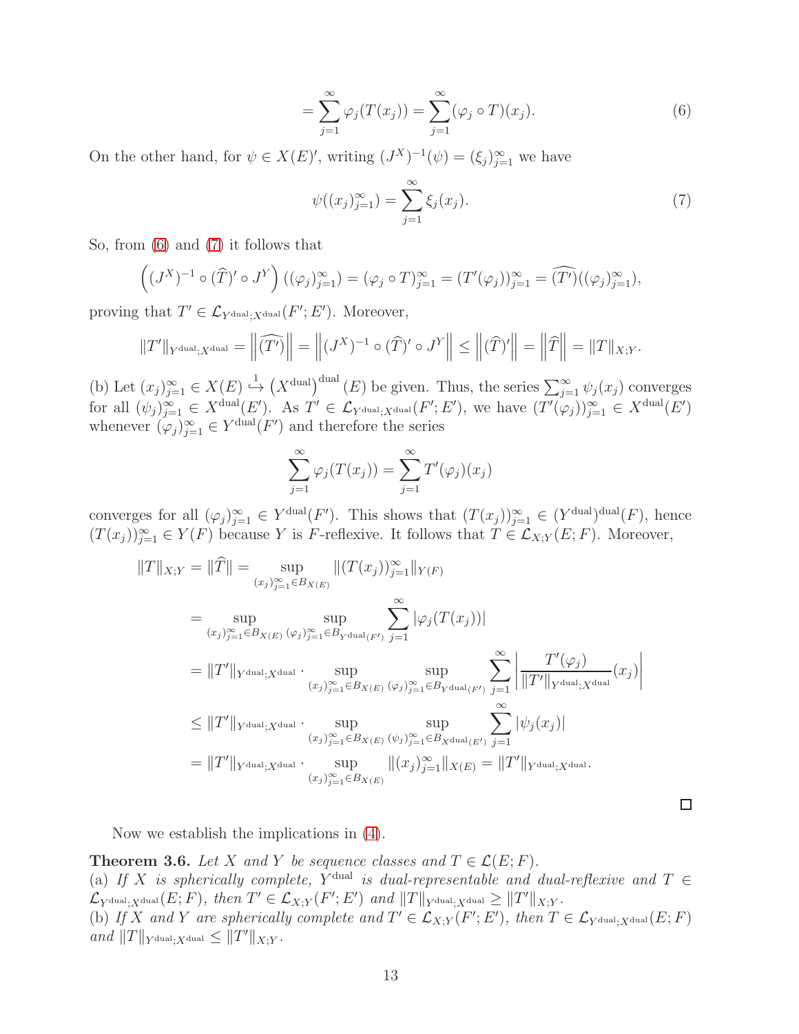$$= \sum_{j=1}^{\infty} \varphi_j(T(x_j)) = \sum_{j=1}^{\infty} (\varphi_j \circ T)(x_j). \tag{6}$$

On the other hand, for $\psi \in X(E)'$, writing $(J^X)^{-1}(\psi) = (\xi_j)_{j=1}^{\infty}$ we have

$$\psi((x_j)_{j=1}^{\infty}) = \sum_{j=1}^{\infty} \xi_j(x_j). \tag{7}$$

So, from (6) and (7) it follows that

$$\left((J^X)^{-1} \circ (\widehat{T})' \circ J^Y\right)((\varphi_j)_{j=1}^{\infty}) = (\varphi_j \circ T)_{j=1}^{\infty} = (T'(\varphi_j))_{j=1}^{\infty} = \widehat{(T')}((\varphi_j)_{j=1}^{\infty}),$$

proving that $T' \in \mathcal{L}_{Y^{\text{dual}};X^{\text{dual}}}(F';E')$. Moreover,

$$\|T'\|_{Y^{\text{dual}};X^{\text{dual}}} = \left\|\widehat{(T')}\right\| = \left\|(J^X)^{-1} \circ (\widehat{T})' \circ J^Y\right\| \leq \left\|(\widehat{T})'\right\| = \left\|\widehat{T}\right\| = \|T\|_{X;Y}.$$

(b) Let $(x_j)_{j=1}^{\infty} \in X(E) \overset{1}{\hookrightarrow} \left(X^{\text{dual}}\right)^{\text{dual}}(E)$ be given. Thus, the series $\sum_{j=1}^{\infty} \psi_j(x_j)$ converges for all $(\psi_j)_{j=1}^{\infty} \in X^{\text{dual}}(E')$. As $T' \in \mathcal{L}_{Y^{\text{dual}};X^{\text{dual}}}(F';E')$, we have $(T'(\varphi_j))_{j=1}^{\infty} \in X^{\text{dual}}(E')$ whenever $(\varphi_j)_{j=1}^{\infty} \in Y^{\text{dual}}(F')$ and therefore the series

$$\sum_{j=1}^{\infty} \varphi_j(T(x_j)) = \sum_{j=1}^{\infty} T'(\varphi_j)(x_j)$$

converges for all $(\varphi_j)_{j=1}^{\infty} \in Y^{\text{dual}}(F')$. This shows that $(T(x_j))_{j=1}^{\infty} \in (Y^{\text{dual}})^{\text{dual}}(F)$, hence $(T(x_j))_{j=1}^{\infty} \in Y(F)$ because $Y$ is $F$-reflexive. It follows that $T \in \mathcal{L}_{X;Y}(E;F)$. Moreover,

$$\begin{aligned}
\|T\|_{X;Y} = \|\widehat{T}\| &= \sup_{(x_j)_{j=1}^{\infty} \in B_{X(E)}} \|(T(x_j))_{j=1}^{\infty}\|_{Y(F)} \\
&= \sup_{(x_j)_{j=1}^{\infty} \in B_{X(E)}} \sup_{(\varphi_j)_{j=1}^{\infty} \in B_{Y^{\text{dual}}(F')}} \sum_{j=1}^{\infty} |\varphi_j(T(x_j))| \\
&= \|T'\|_{Y^{\text{dual}};X^{\text{dual}}} \cdot \sup_{(x_j)_{j=1}^{\infty} \in B_{X(E)}} \sup_{(\varphi_j)_{j=1}^{\infty} \in B_{Y^{\text{dual}}(F')}} \sum_{j=1}^{\infty} \left|\frac{T'(\varphi_j)}{\|T'\|_{Y^{\text{dual}};X^{\text{dual}}}}(x_j)\right| \\
&\leq \|T'\|_{Y^{\text{dual}};X^{\text{dual}}} \cdot \sup_{(x_j)_{j=1}^{\infty} \in B_{X(E)}} \sup_{(\psi_j)_{j=1}^{\infty} \in B_{X^{\text{dual}}(E')}} \sum_{j=1}^{\infty} |\psi_j(x_j)| \\
&= \|T'\|_{Y^{\text{dual}};X^{\text{dual}}} \cdot \sup_{(x_j)_{j=1}^{\infty} \in B_{X(E)}} \|(x_j)_{j=1}^{\infty}\|_{X(E)} = \|T'\|_{Y^{\text{dual}};X^{\text{dual}}}.
\end{aligned}$$

□

Now we establish the implications in (4).

**Theorem 3.6.** *Let $X$ and $Y$ be sequence classes and $T \in \mathcal{L}(E;F)$.*
*(a) If $X$ is spherically complete, $Y^{\text{dual}}$ is dual-representable and dual-reflexive and $T \in \mathcal{L}_{Y^{\text{dual}};X^{\text{dual}}}(E;F)$, then $T' \in \mathcal{L}_{X;Y}(F';E')$ and $\|T\|_{Y^{\text{dual}};X^{\text{dual}}} \geq \|T'\|_{X;Y}$.*
*(b) If $X$ and $Y$ are spherically complete and $T' \in \mathcal{L}_{X;Y}(F';E')$, then $T \in \mathcal{L}_{Y^{\text{dual}};X^{\text{dual}}}(E;F)$ and $\|T\|_{Y^{\text{dual}};X^{\text{dual}}} \leq \|T'\|_{X;Y}$.*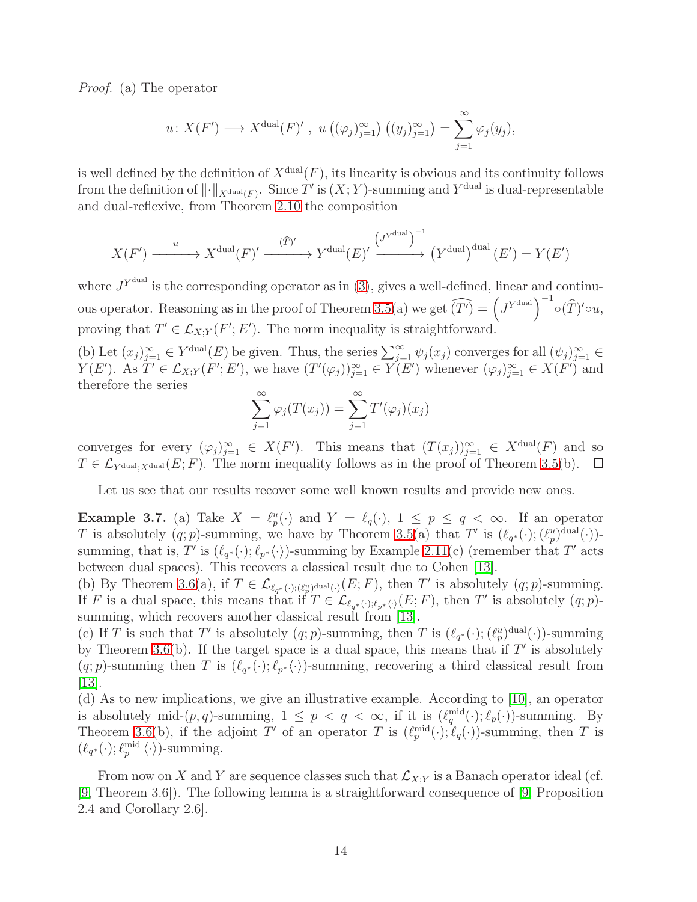*Proof.* (a) The operator

$$u\colon X(F') \longrightarrow X^{\rm dual}(F)' \ , \ u\left((\varphi_j)_{j=1}^\infty\right)\left((y_j)_{j=1}^\infty\right) = \sum_{j=1}^\infty \varphi_j(y_j),$$

is well defined by the definition of $X^{\rm dual}(F)$, its linearity is obvious and its continuity follows from the definition of $\|\cdot\|_{X^{\rm dual}(F)}$. Since $T'$ is $(X;Y)$-summing and $Y^{\rm dual}$ is dual-representable and dual-reflexive, from Theorem 2.10 the composition

$$X(F') \xrightarrow{\ \ u\ \ } X^{\rm dual}(F)' \xrightarrow{\ (\widehat{T})'\ } Y^{\rm dual}(E)' \xrightarrow{\ \left(J^{Y^{\rm dual}}\right)^{-1}\ } \left(Y^{\rm dual}\right)^{\rm dual}(E') = Y(E')$$

where $J^{Y^{\rm dual}}$ is the corresponding operator as in (3), gives a well-defined, linear and continuous operator. Reasoning as in the proof of Theorem 3.5(a) we get $\widehat{(T')} = \left(J^{Y^{\rm dual}}\right)^{-1} \circ (\widehat{T})' \circ u$, proving that $T' \in \mathcal{L}_{X;Y}(F';E')$. The norm inequality is straightforward.

(b) Let $(x_j)_{j=1}^\infty \in Y^{\rm dual}(E)$ be given. Thus, the series $\sum_{j=1}^\infty \psi_j(x_j)$ converges for all $(\psi_j)_{j=1}^\infty \in Y(E')$. As $T' \in \mathcal{L}_{X;Y}(F';E')$, we have $(T'(\varphi_j))_{j=1}^\infty \in Y(E')$ whenever $(\varphi_j)_{j=1}^\infty \in X(F')$ and therefore the series

$$\sum_{j=1}^\infty \varphi_j(T(x_j)) = \sum_{j=1}^\infty T'(\varphi_j)(x_j)$$

converges for every $(\varphi_j)_{j=1}^\infty \in X(F')$. This means that $(T(x_j))_{j=1}^\infty \in X^{\rm dual}(F)$ and so $T \in \mathcal{L}_{Y^{\rm dual};X^{\rm dual}}(E;F)$. The norm inequality follows as in the proof of Theorem 3.5(b). $\square$

Let us see that our results recover some well known results and provide new ones.

**Example 3.7.** (a) Take $X = \ell_p^u(\cdot)$ and $Y = \ell_q(\cdot)$, $1 \leq p \leq q < \infty$. If an operator $T$ is absolutely $(q;p)$-summing, we have by Theorem 3.5(a) that $T'$ is $(\ell_{q^*}(\cdot);(\ell_p^u)^{\rm dual}(\cdot))$-summing, that is, $T'$ is $(\ell_{q^*}(\cdot);\ell_{p^*}\langle\cdot\rangle)$-summing by Example 2.11(c) (remember that $T'$ acts between dual spaces). This recovers a classical result due to Cohen [13].
(b) By Theorem 3.6(a), if $T \in \mathcal{L}_{\ell_{q^*}(\cdot);(\ell_p^u)^{\rm dual}(\cdot)}(E;F)$, then $T'$ is absolutely $(q;p)$-summing. If $F$ is a dual space, this means that if $T \in \mathcal{L}_{\ell_{q^*}(\cdot);\ell_{p^*}\langle\cdot\rangle}(E;F)$, then $T'$ is absolutely $(q;p)$-summing, which recovers another classical result from [13].
(c) If $T$ is such that $T'$ is absolutely $(q;p)$-summing, then $T$ is $(\ell_{q^*}(\cdot);(\ell_p^u)^{\rm dual}(\cdot))$-summing by Theorem 3.6(b). If the target space is a dual space, this means that if $T'$ is absolutely $(q;p)$-summing then $T$ is $(\ell_{q^*}(\cdot);\ell_{p^*}\langle\cdot\rangle)$-summing, recovering a third classical result from [13].
(d) As to new implications, we give an illustrative example. According to [10], an operator is absolutely mid-$(p,q)$-summing, $1 \leq p < q < \infty$, if it is $(\ell_q^{\rm mid}(\cdot);\ell_p(\cdot))$-summing. By Theorem 3.6(b), if the adjoint $T'$ of an operator $T$ is $(\ell_p^{\rm mid}(\cdot);\ell_q(\cdot))$-summing, then $T$ is $(\ell_{q^*}(\cdot);\ell_p^{\rm mid}\langle\cdot\rangle)$-summing.

From now on $X$ and $Y$ are sequence classes such that $\mathcal{L}_{X;Y}$ is a Banach operator ideal (cf. [9, Theorem 3.6]). The following lemma is a straightforward consequence of [9, Proposition 2.4 and Corollary 2.6].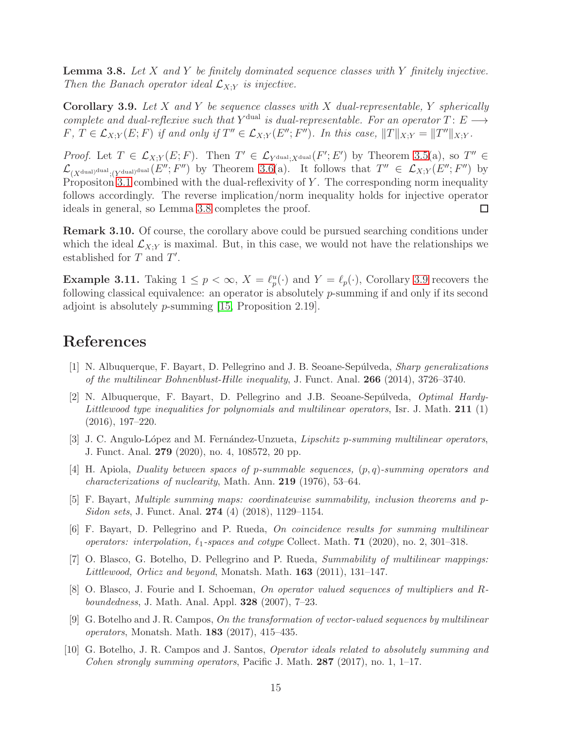**Lemma 3.8.** *Let $X$ and $Y$ be finitely dominated sequence classes with $Y$ finitely injective. Then the Banach operator ideal $\mathcal{L}_{X;Y}$ is injective.*

**Corollary 3.9.** *Let $X$ and $Y$ be sequence classes with $X$ dual-representable, $Y$ spherically complete and dual-reflexive such that $Y^{\text{dual}}$ is dual-representable. For an operator $T\colon E \longrightarrow F$, $T \in \mathcal{L}_{X;Y}(E;F)$ if and only if $T'' \in \mathcal{L}_{X;Y}(E'';F'')$. In this case, $\|T\|_{X;Y} = \|T''\|_{X;Y}$.*

*Proof.* Let $T \in \mathcal{L}_{X;Y}(E;F)$. Then $T' \in \mathcal{L}_{Y^{\text{dual}};X^{\text{dual}}}(F';E')$ by Theorem 3.5(a), so $T'' \in \mathcal{L}_{(X^{\text{dual}})^{\text{dual}};(Y^{\text{dual}})^{\text{dual}}}(E'';F'')$ by Theorem 3.6(a). It follows that $T'' \in \mathcal{L}_{X;Y}(E'';F'')$ by Propositon 3.1 combined with the dual-reflexivity of $Y$. The corresponding norm inequality follows accordingly. The reverse implication/norm inequality holds for injective operator ideals in general, so Lemma 3.8 completes the proof. $\square$

**Remark 3.10.** Of course, the corollary above could be pursued searching conditions under which the ideal $\mathcal{L}_{X;Y}$ is maximal. But, in this case, we would not have the relationships we established for $T$ and $T'$.

**Example 3.11.** Taking $1 \leq p < \infty$, $X = \ell_p^u(\cdot)$ and $Y = \ell_p(\cdot)$, Corollary 3.9 recovers the following classical equivalence: an operator is absolutely $p$-summing if and only if its second adjoint is absolutely $p$-summing [15, Proposition 2.19].

# References

[1] N. Albuquerque, F. Bayart, D. Pellegrino and J. B. Seoane-Sepúlveda, *Sharp generalizations of the multilinear Bohnenblust-Hille inequality*, J. Funct. Anal. **266** (2014), 3726–3740.

[2] N. Albuquerque, F. Bayart, D. Pellegrino and J.B. Seoane-Sepúlveda, *Optimal Hardy-Littlewood type inequalities for polynomials and multilinear operators*, Isr. J. Math. **211** (1) (2016), 197–220.

[3] J. C. Angulo-López and M. Fernández-Unzueta, *Lipschitz p-summing multilinear operators*, J. Funct. Anal. **279** (2020), no. 4, 108572, 20 pp.

[4] H. Apiola, *Duality between spaces of p-summable sequences, (p, q)-summing operators and characterizations of nuclearity*, Math. Ann. **219** (1976), 53–64.

[5] F. Bayart, *Multiple summing maps: coordinatewise summability, inclusion theorems and p-Sidon sets*, J. Funct. Anal. **274** (4) (2018), 1129–1154.

[6] F. Bayart, D. Pellegrino and P. Rueda, *On coincidence results for summing multilinear operators: interpolation, $\ell_1$-spaces and cotype* Collect. Math. **71** (2020), no. 2, 301–318.

[7] O. Blasco, G. Botelho, D. Pellegrino and P. Rueda, *Summability of multilinear mappings: Littlewood, Orlicz and beyond*, Monatsh. Math. **163** (2011), 131–147.

[8] O. Blasco, J. Fourie and I. Schoeman, *On operator valued sequences of multipliers and R-boundedness*, J. Math. Anal. Appl. **328** (2007), 7–23.

[9] G. Botelho and J. R. Campos, *On the transformation of vector-valued sequences by multilinear operators*, Monatsh. Math. **183** (2017), 415–435.

[10] G. Botelho, J. R. Campos and J. Santos, *Operator ideals related to absolutely summing and Cohen strongly summing operators*, Pacific J. Math. **287** (2017), no. 1, 1–17.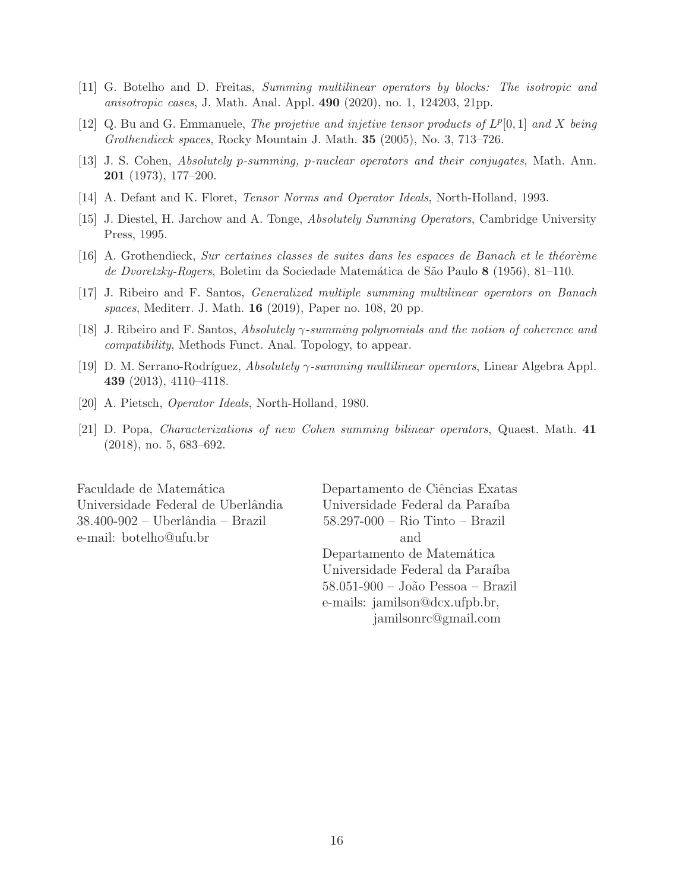[11] G. Botelho and D. Freitas, *Summing multilinear operators by blocks: The isotropic and anisotropic cases*, J. Math. Anal. Appl. **490** (2020), no. 1, 124203, 21pp.

[12] Q. Bu and G. Emmanuele, *The projetive and injetive tensor products of $L^p[0,1]$ and $X$ being Grothendieck spaces*, Rocky Mountain J. Math. **35** (2005), No. 3, 713–726.

[13] J. S. Cohen, *Absolutely p-summing, p-nuclear operators and their conjugates*, Math. Ann. **201** (1973), 177–200.

[14] A. Defant and K. Floret, *Tensor Norms and Operator Ideals*, North-Holland, 1993.

[15] J. Diestel, H. Jarchow and A. Tonge, *Absolutely Summing Operators*, Cambridge University Press, 1995.

[16] A. Grothendieck, *Sur certaines classes de suites dans les espaces de Banach et le théorème de Dvoretzky-Rogers*, Boletim da Sociedade Matemática de São Paulo **8** (1956), 81–110.

[17] J. Ribeiro and F. Santos, *Generalized multiple summing multilinear operators on Banach spaces*, Mediterr. J. Math. **16** (2019), Paper no. 108, 20 pp.

[18] J. Ribeiro and F. Santos, *Absolutely $\gamma$-summing polynomials and the notion of coherence and compatibility*, Methods Funct. Anal. Topology, to appear.

[19] D. M. Serrano-Rodríguez, *Absolutely $\gamma$-summing multilinear operators*, Linear Algebra Appl. **439** (2013), 4110–4118.

[20] A. Pietsch, *Operator Ideals*, North-Holland, 1980.

[21] D. Popa, *Characterizations of new Cohen summing bilinear operators*, Quaest. Math. **41** (2018), no. 5, 683–692.

Faculdade de Matemática
Universidade Federal de Uberlândia
38.400-902 – Uberlândia – Brazil
e-mail: botelho@ufu.br

Departamento de Ciências Exatas
Universidade Federal da Paraíba
58.297-000 – Rio Tinto – Brazil
and
Departamento de Matemática
Universidade Federal da Paraíba
58.051-900 – João Pessoa – Brazil
e-mails: jamilson@dcx.ufpb.br,
jamilsonrc@gmail.com